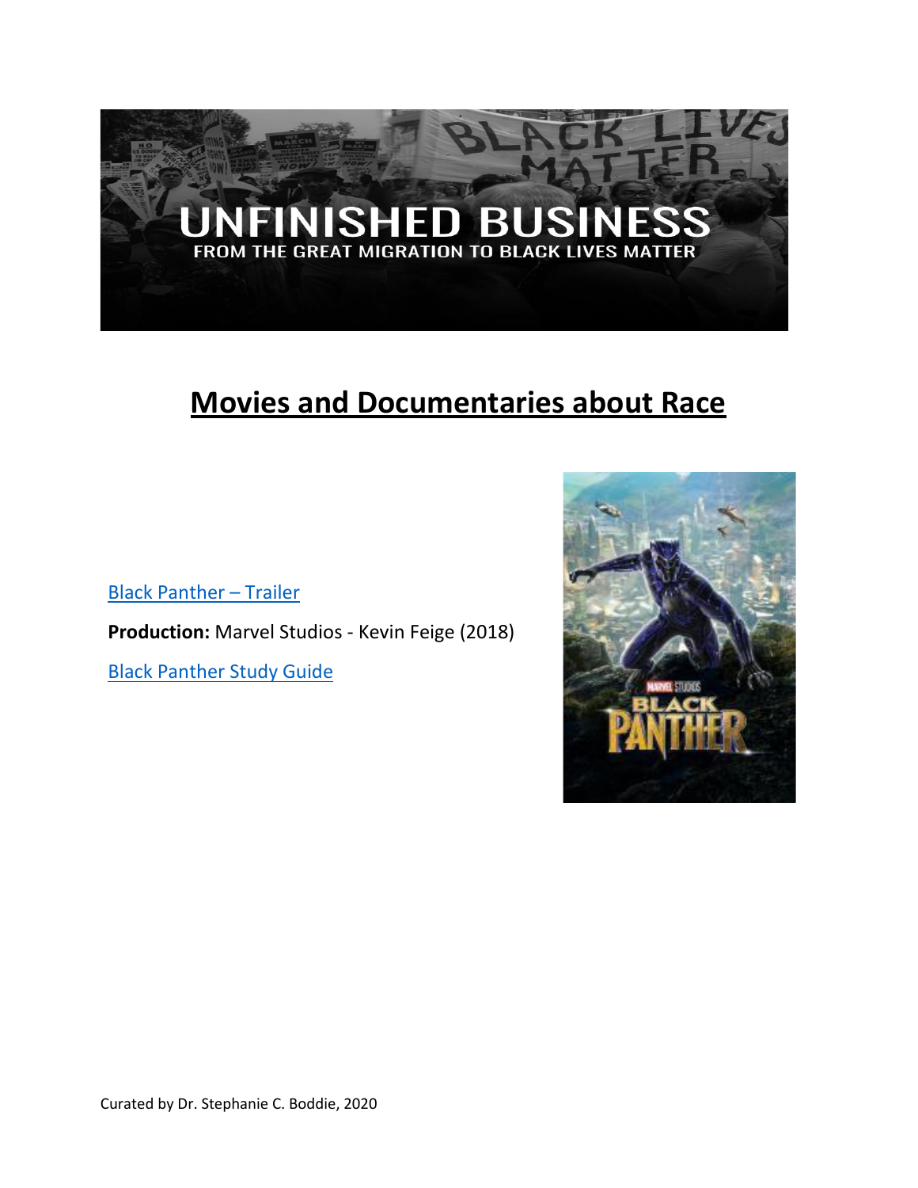# UNFINISHED BUSINESS

FROM THE GREAT MIGRATION TO BLACK LIVES MATTER

## Movies and Documentaries about Race

Black Panther – Trailer

**Production:** Marvel Studios - Kevin Feige (2018)

Black Panther Study Guide

Curated by Dr. Stephanie C. Boddie, 2020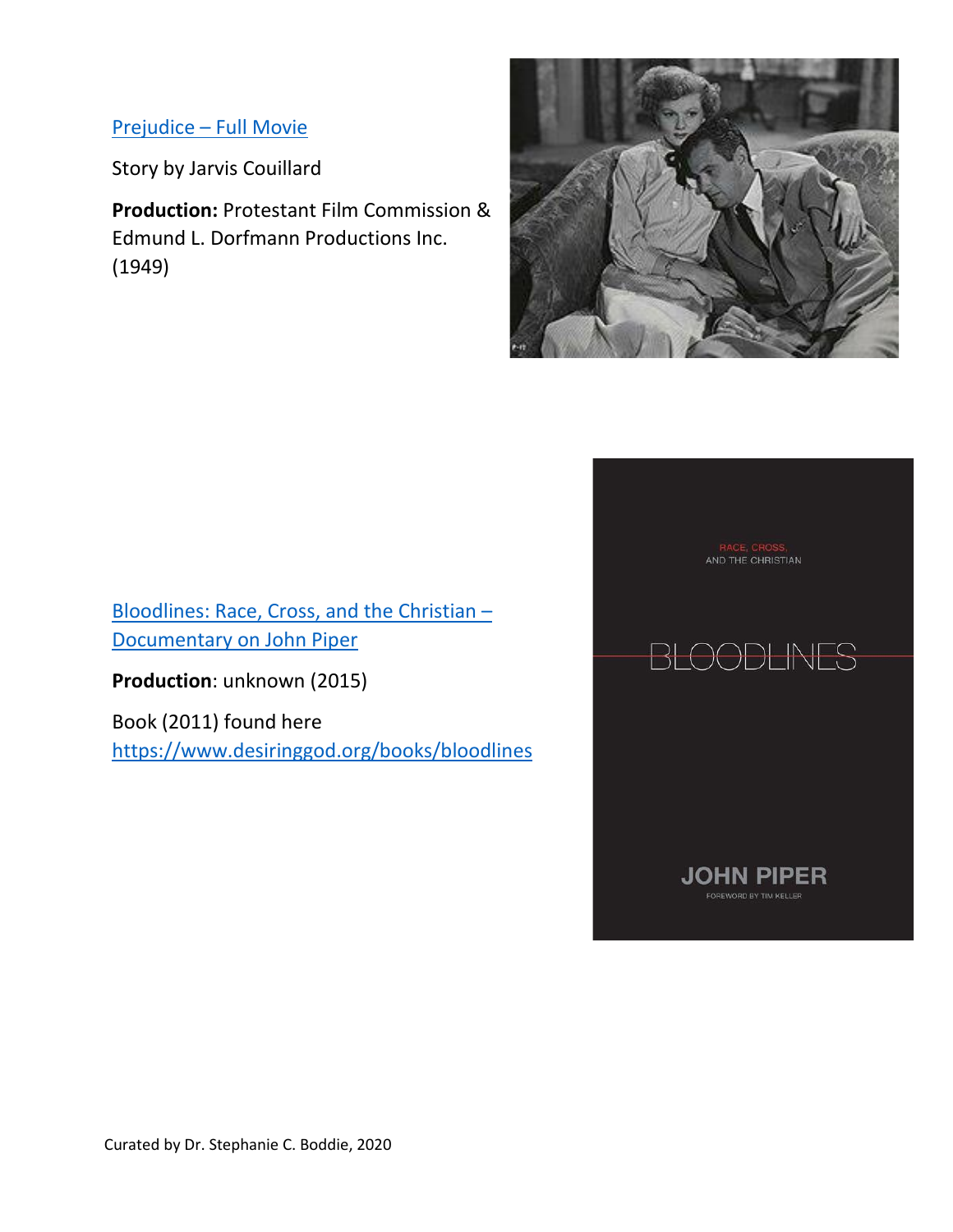[Prejudice – Full Movie]

Story by Jarvis Couillard

**Production:** Protestant Film Commission & Edmund L. Dorfmann Productions Inc. (1949)

[Bloodlines: Race, Cross, and the Christian – Documentary on John Piper]

**Production**: unknown (2015)

Book (2011) found here https://www.desiringgod.org/books/bloodlines

Curated by Dr. Stephanie C. Boddie, 2020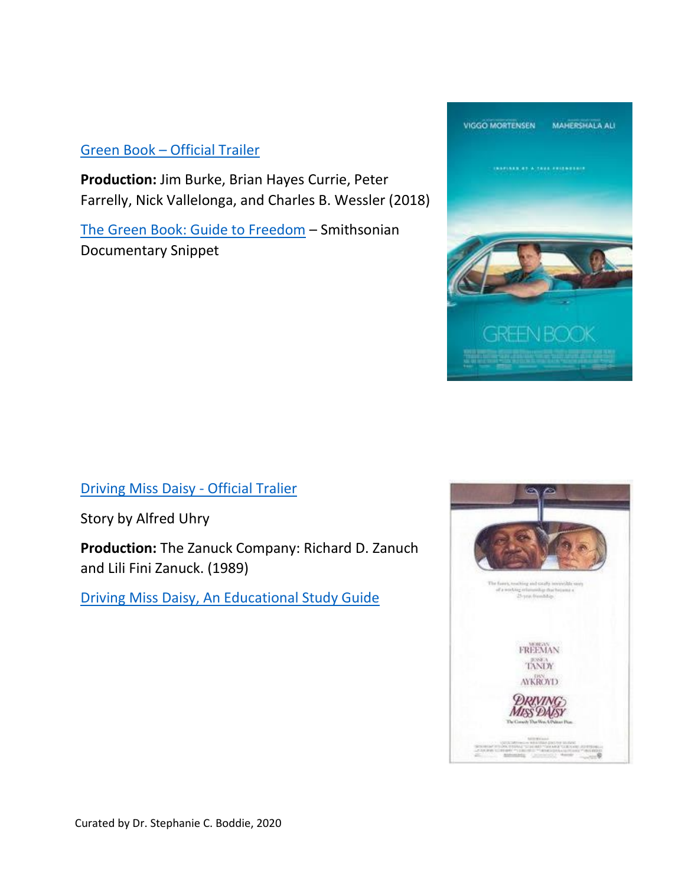Green Book – Official Trailer

**Production:** Jim Burke, Brian Hayes Currie, Peter Farrelly, Nick Vallelonga, and Charles B. Wessler (2018)

The Green Book: Guide to Freedom – Smithsonian Documentary Snippet

Driving Miss Daisy - Official Tralier

Story by Alfred Uhry

**Production:** The Zanuck Company: Richard D. Zanuch and Lili Fini Zanuck. (1989)

Driving Miss Daisy, An Educational Study Guide

Curated by Dr. Stephanie C. Boddie, 2020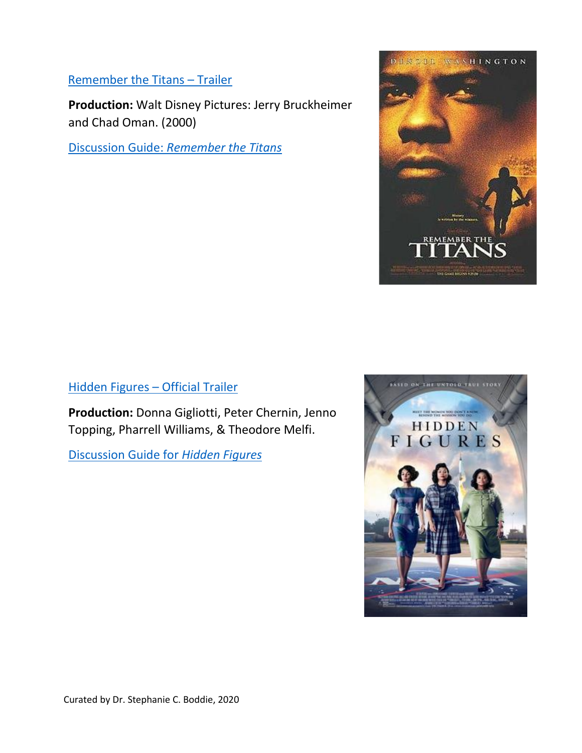Remember the Titans – Trailer

**Production:** Walt Disney Pictures: Jerry Bruckheimer and Chad Oman. (2000)

Discussion Guide: *Remember the Titans*

Hidden Figures – Official Trailer

**Production:** Donna Gigliotti, Peter Chernin, Jenno Topping, Pharrell Williams, & Theodore Melfi.

Discussion Guide for *Hidden Figures*

Curated by Dr. Stephanie C. Boddie, 2020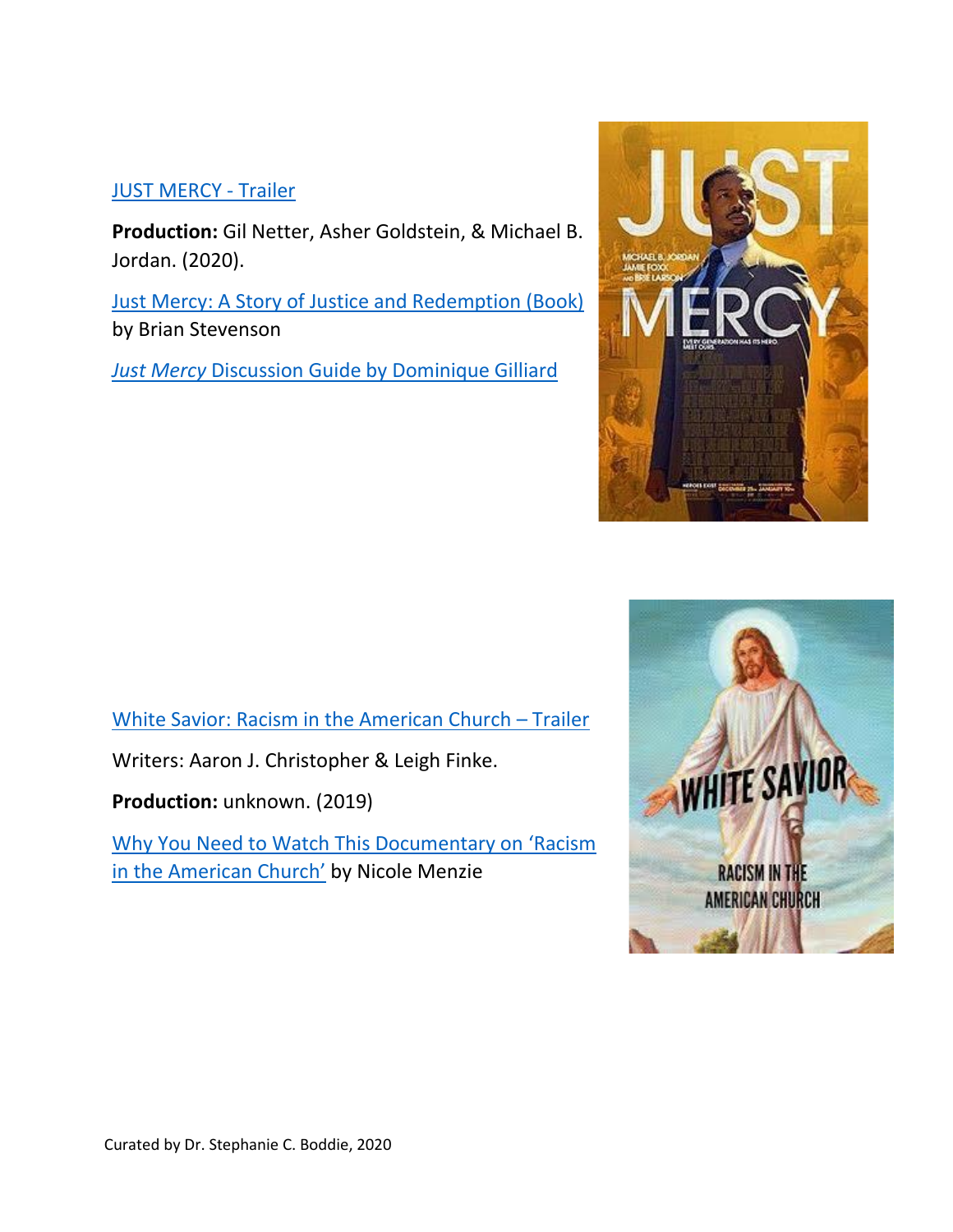JUST MERCY - Trailer

**Production:** Gil Netter, Asher Goldstein, & Michael B. Jordan. (2020).

Just Mercy: A Story of Justice and Redemption (Book) by Brian Stevenson

*Just Mercy* Discussion Guide by Dominique Gilliard

White Savior: Racism in the American Church – Trailer

Writers: Aaron J. Christopher & Leigh Finke.

**Production:** unknown. (2019)

Why You Need to Watch This Documentary on 'Racism in the American Church' by Nicole Menzie

Curated by Dr. Stephanie C. Boddie, 2020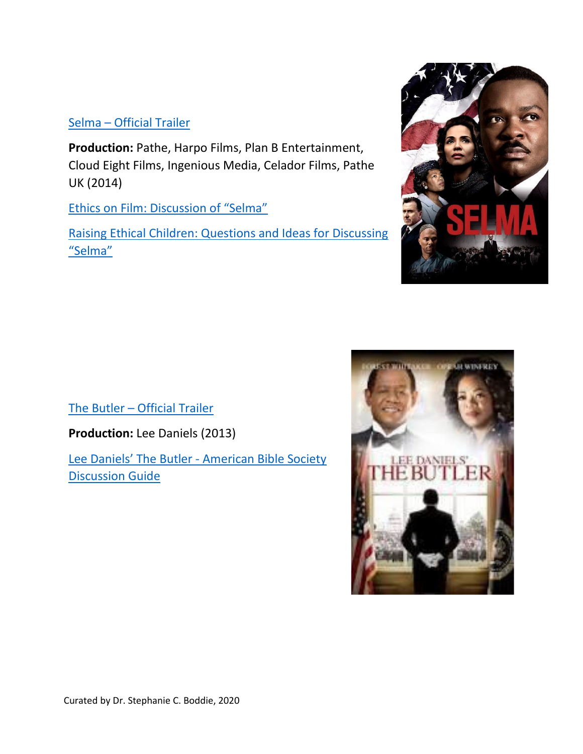Selma – Official Trailer

**Production:** Pathe, Harpo Films, Plan B Entertainment, Cloud Eight Films, Ingenious Media, Celador Films, Pathe UK (2014)

Ethics on Film: Discussion of "Selma"

Raising Ethical Children: Questions and Ideas for Discussing "Selma"

The Butler – Official Trailer

**Production:** Lee Daniels (2013)

Lee Daniels' The Butler - American Bible Society Discussion Guide

Curated by Dr. Stephanie C. Boddie, 2020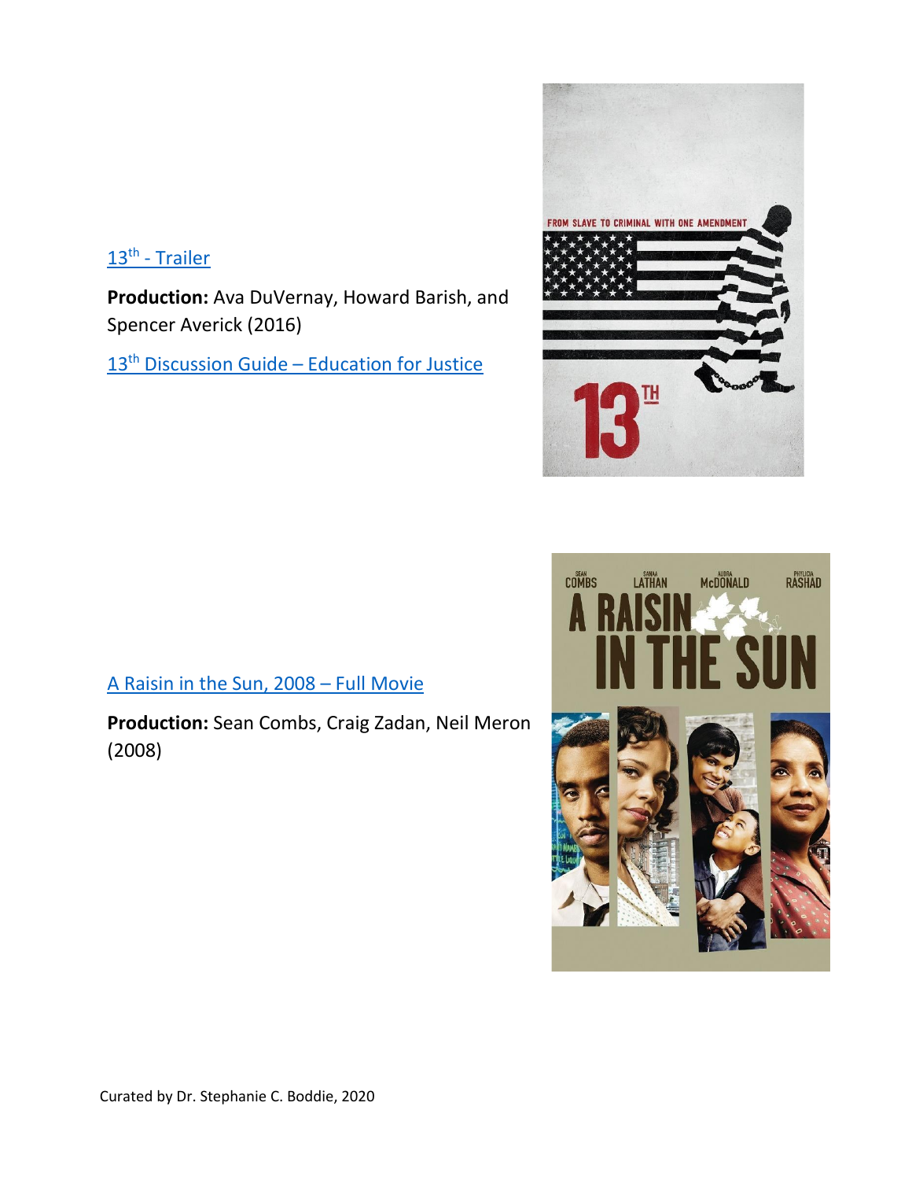13th - Trailer

**Production:** Ava DuVernay, Howard Barish, and Spencer Averick (2016)

13th Discussion Guide – Education for Justice

A Raisin in the Sun, 2008 – Full Movie

**Production:** Sean Combs, Craig Zadan, Neil Meron (2008)

Curated by Dr. Stephanie C. Boddie, 2020